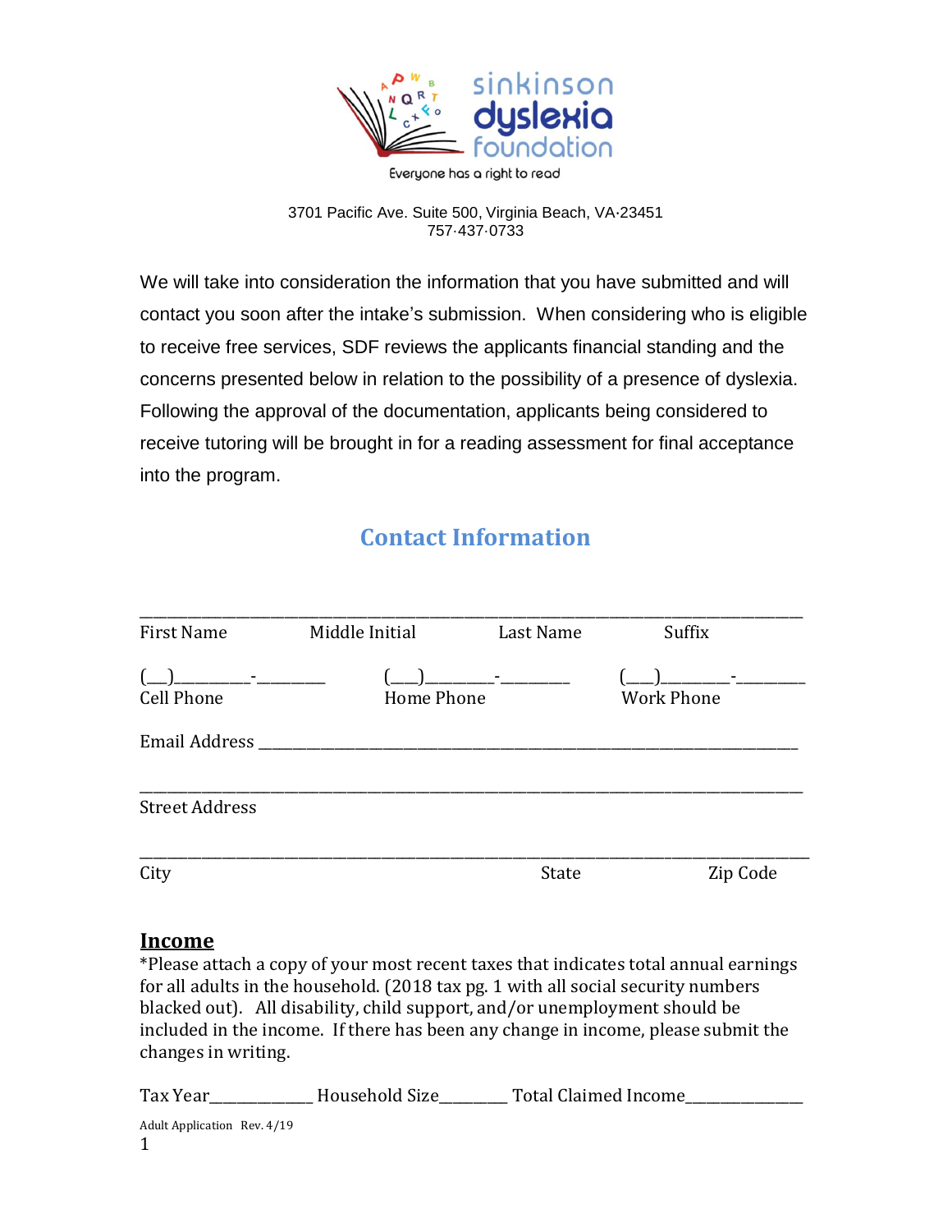sinkinson dyslexia foundation

Everyone has a right to read

3701 Pacific Ave. Suite 500, Virginia Beach, VA·23451
757·437·0733

We will take into consideration the information that you have submitted and will contact you soon after the intake's submission. When considering who is eligible to receive free services, SDF reviews the applicants financial standing and the concerns presented below in relation to the possibility of a presence of dyslexia. Following the approval of the documentation, applicants being considered to receive tutoring will be brought in for a reading assessment for final acceptance into the program.

## Contact Information

________________________________________________________________________________

First Name Middle Initial Last Name Suffix

(__)_________-_________ (___)________-________ (___)________-________
Cell Phone Home Phone Work Phone

Email Address ______________________________________________________________________

________________________________________________________________________________
Street Address

________________________________________________________________________________
City State Zip Code

### Income

*Please attach a copy of your most recent taxes that indicates total annual earnings for all adults in the household. (2018 tax pg. 1 with all social security numbers blacked out). All disability, child support, and/or unemployment should be included in the income. If there has been any change in income, please submit the changes in writing.

Tax Year_____________ Household Size________ Total Claimed Income_______________

Adult Application Rev. 4/19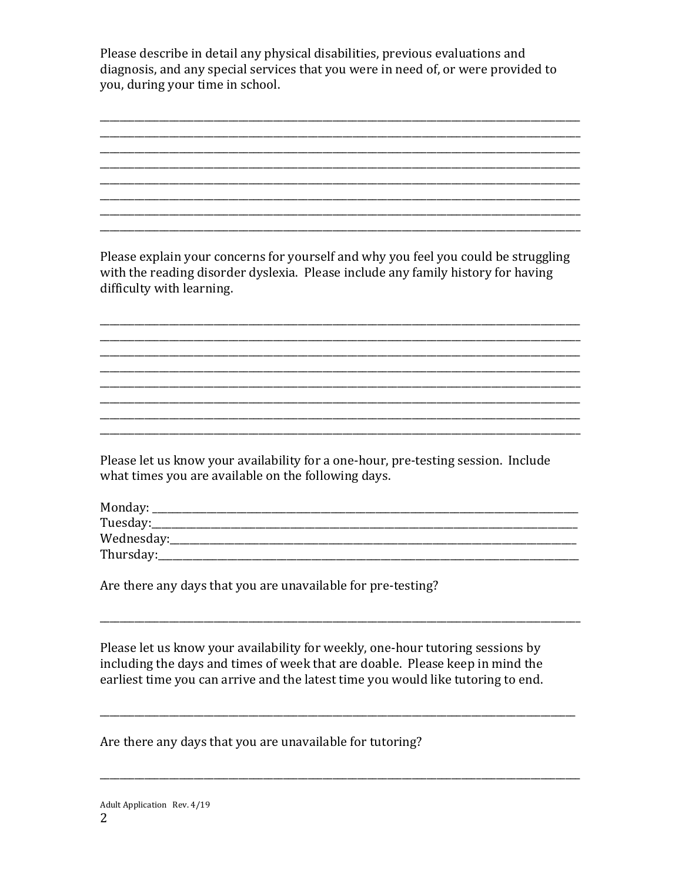Please describe in detail any physical disabilities, previous evaluations and diagnosis, and any special services that you were in need of, or were provided to you, during your time in school.

________________________________________________________________________________________
________________________________________________________________________________________
________________________________________________________________________________________
________________________________________________________________________________________
________________________________________________________________________________________
________________________________________________________________________________________
________________________________________________________________________________________
________________________________________________________________________________________

Please explain your concerns for yourself and why you feel you could be struggling with the reading disorder dyslexia. Please include any family history for having difficulty with learning.

________________________________________________________________________________________
________________________________________________________________________________________
________________________________________________________________________________________
________________________________________________________________________________________
________________________________________________________________________________________
________________________________________________________________________________________
________________________________________________________________________________________
________________________________________________________________________________________

Please let us know your availability for a one-hour, pre-testing session. Include what times you are available on the following days.

Monday: ________________________________________________________________________________
Tuesday:________________________________________________________________________________
Wednesday:______________________________________________________________________________
Thursday:_______________________________________________________________________________

Are there any days that you are unavailable for pre-testing?

________________________________________________________________________________________

Please let us know your availability for weekly, one-hour tutoring sessions by including the days and times of week that are doable. Please keep in mind the earliest time you can arrive and the latest time you would like tutoring to end.

________________________________________________________________________________________

Are there any days that you are unavailable for tutoring?

________________________________________________________________________________________

Adult Application Rev. 4/19